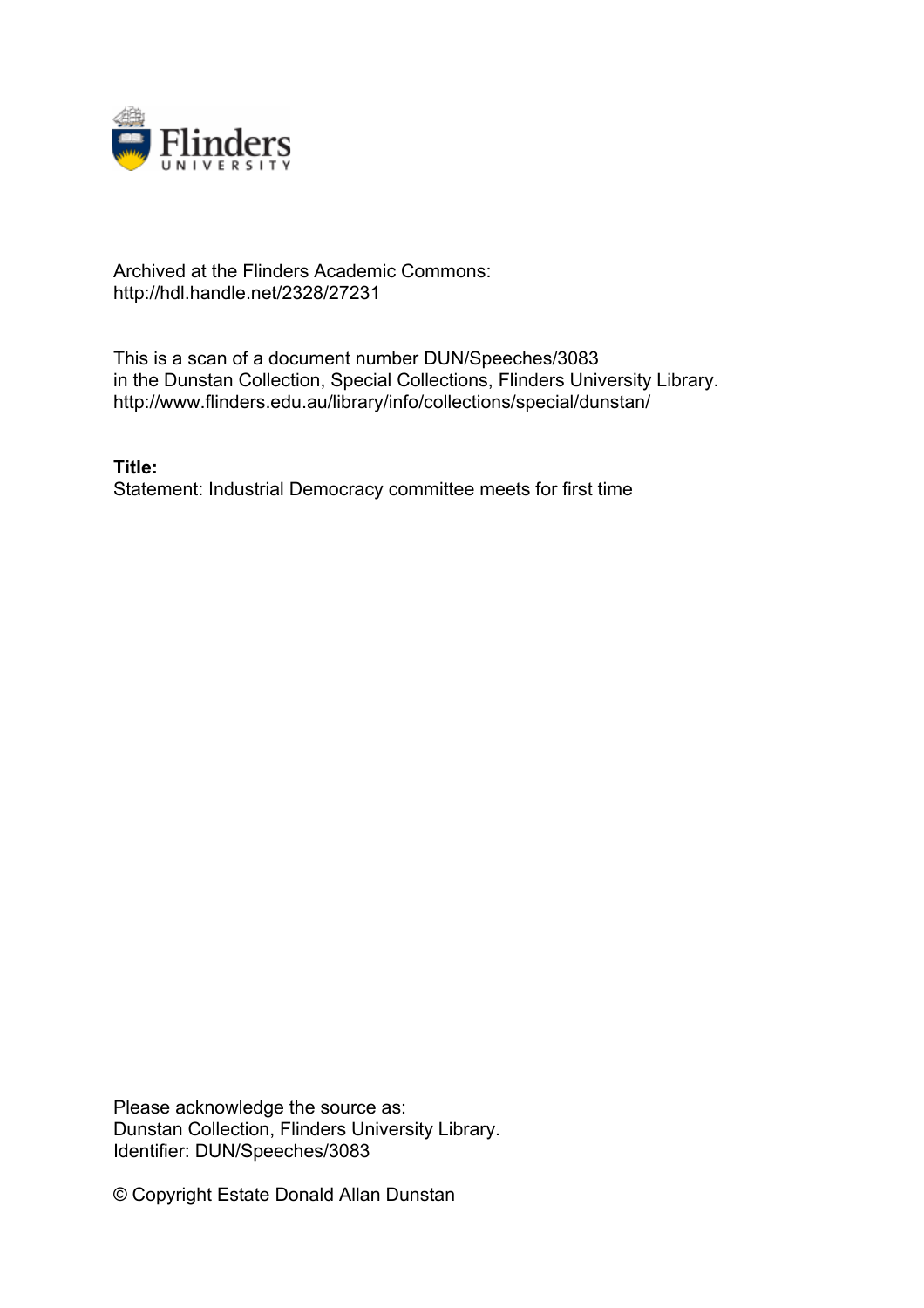Archived at the Flinders Academic Commons:
http://hdl.handle.net/2328/27231

This is a scan of a document number DUN/Speeches/3083
in the Dunstan Collection, Special Collections, Flinders University Library.
http://www.flinders.edu.au/library/info/collections/special/dunstan/

**Title:**
Statement: Industrial Democracy committee meets for first time

Please acknowledge the source as:
Dunstan Collection, Flinders University Library.
Identifier: DUN/Speeches/3083

© Copyright Estate Donald Allan Dunstan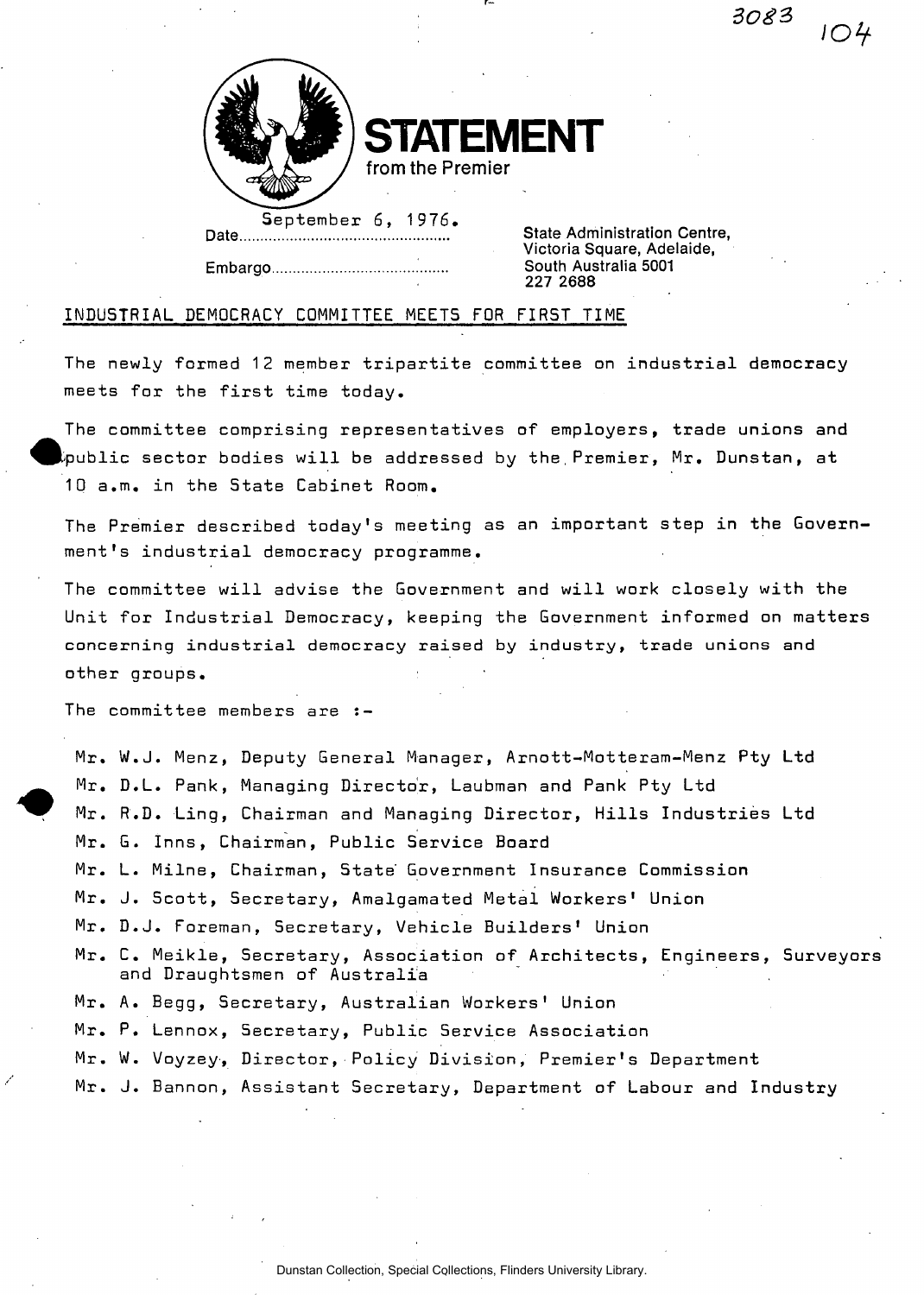3083 104

# STATEMENT
from the Premier

Date September 6, 1976.

Embargo

State Administration Centre,
Victoria Square, Adelaide,
South Australia 5001
227 2688

## INDUSTRIAL DEMOCRACY COMMITTEE MEETS FOR FIRST TIME

The newly formed 12 member tripartite committee on industrial democracy meets for the first time today.

The committee comprising representatives of employers, trade unions and public sector bodies will be addressed by the Premier, Mr. Dunstan, at 10 a.m. in the State Cabinet Room.

The Premier described today's meeting as an important step in the Government's industrial democracy programme.

The committee will advise the Government and will work closely with the Unit for Industrial Democracy, keeping the Government informed on matters concerning industrial democracy raised by industry, trade unions and other groups.

The committee members are :-

- Mr. W.J. Menz, Deputy General Manager, Arnott-Motteram-Menz Pty Ltd
- Mr. D.L. Pank, Managing Director, Laubman and Pank Pty Ltd
- Mr. R.D. Ling, Chairman and Managing Director, Hills Industries Ltd
- Mr. G. Inns, Chairman, Public Service Board
- Mr. L. Milne, Chairman, State Government Insurance Commission
- Mr. J. Scott, Secretary, Amalgamated Metal Workers' Union
- Mr. D.J. Foreman, Secretary, Vehicle Builders' Union
- Mr. C. Meikle, Secretary, Association of Architects, Engineers, Surveyors and Draughtsmen of Australia
- Mr. A. Begg, Secretary, Australian Workers' Union
- Mr. P. Lennox, Secretary, Public Service Association
- Mr. W. Voyzey, Director, Policy Division, Premier's Department
- Mr. J. Bannon, Assistant Secretary, Department of Labour and Industry

Dunstan Collection, Special Collections, Flinders University Library.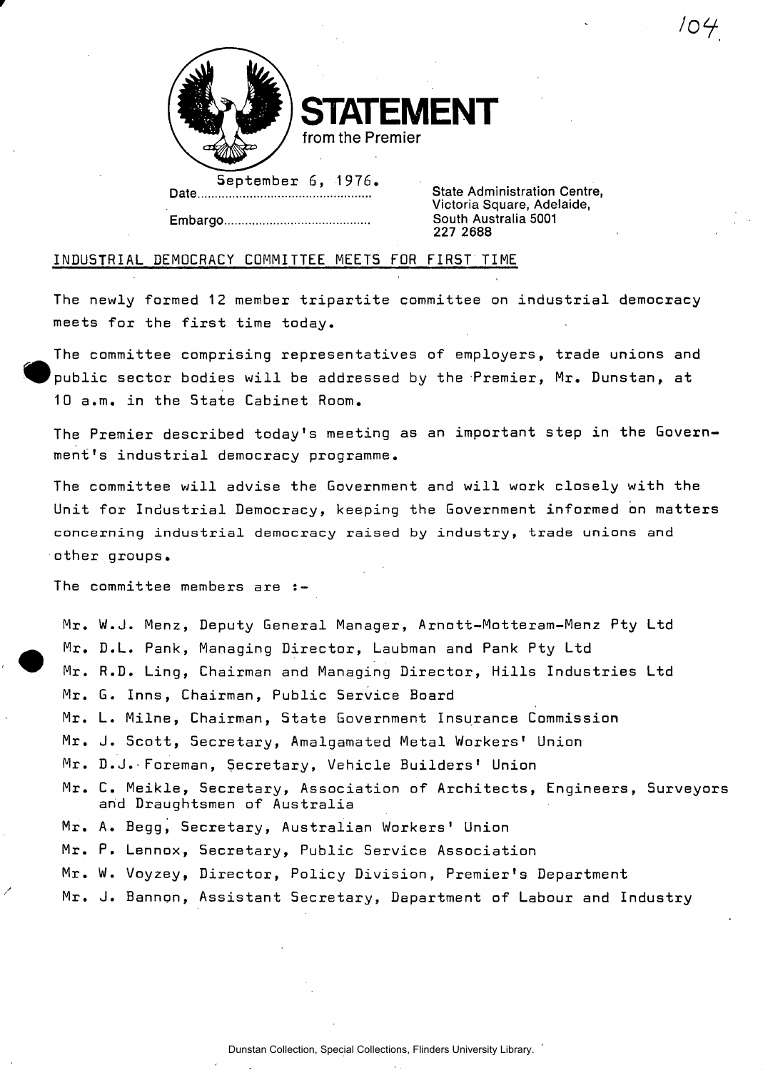# STATEMENT

from the Premier

Date September 6, 1976.

Embargo..........................................

State Administration Centre,
Victoria Square, Adelaide,
South Australia 5001
227 2688

## INDUSTRIAL DEMOCRACY COMMITTEE MEETS FOR FIRST TIME

The newly formed 12 member tripartite committee on industrial democracy meets for the first time today.

The committee comprising representatives of employers, trade unions and public sector bodies will be addressed by the Premier, Mr. Dunstan, at 10 a.m. in the State Cabinet Room.

The Premier described today's meeting as an important step in the Government's industrial democracy programme.

The committee will advise the Government and will work closely with the Unit for Industrial Democracy, keeping the Government informed on matters concerning industrial democracy raised by industry, trade unions and other groups.

The committee members are :-

- Mr. W.J. Menz, Deputy General Manager, Arnott-Motteram-Menz Pty Ltd
- Mr. D.L. Pank, Managing Director, Laubman and Pank Pty Ltd
- Mr. R.D. Ling, Chairman and Managing Director, Hills Industries Ltd
- Mr. G. Inns, Chairman, Public Service Board
- Mr. L. Milne, Chairman, State Government Insurance Commission
- Mr. J. Scott, Secretary, Amalgamated Metal Workers' Union
- Mr. D.J. Foreman, Secretary, Vehicle Builders' Union
- Mr. C. Meikle, Secretary, Association of Architects, Engineers, Surveyors and Draughtsmen of Australia
- Mr. A. Begg, Secretary, Australian Workers' Union
- Mr. P. Lennox, Secretary, Public Service Association
- Mr. W. Voyzey, Director, Policy Division, Premier's Department
- Mr. J. Bannon, Assistant Secretary, Department of Labour and Industry